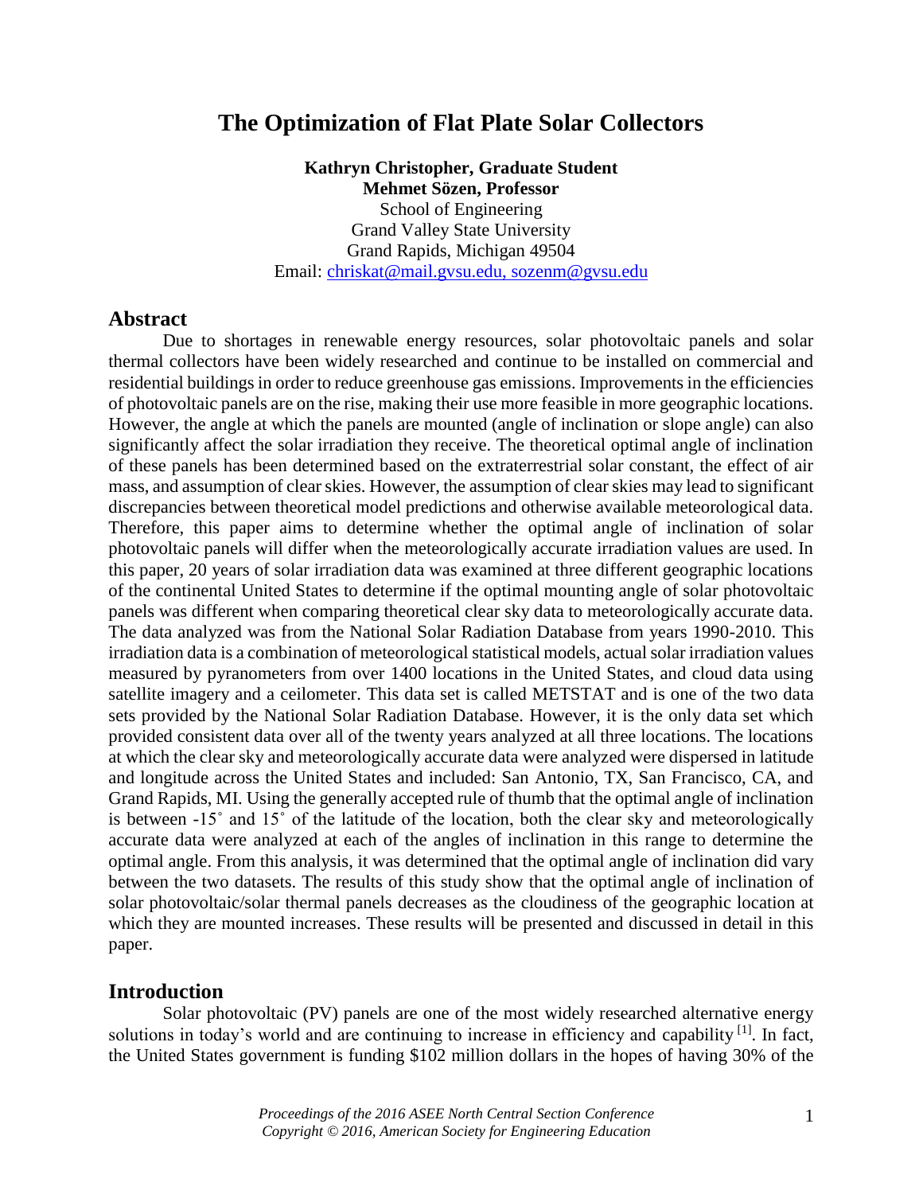# The Optimization of Flat Plate Solar Collectors

**Kathryn Christopher, Graduate Student**
**Mehmet Sözen, Professor**
School of Engineering
Grand Valley State University
Grand Rapids, Michigan 49504
Email: chriskat@mail.gvsu.edu, sozenm@gvsu.edu

## Abstract

Due to shortages in renewable energy resources, solar photovoltaic panels and solar thermal collectors have been widely researched and continue to be installed on commercial and residential buildings in order to reduce greenhouse gas emissions. Improvements in the efficiencies of photovoltaic panels are on the rise, making their use more feasible in more geographic locations. However, the angle at which the panels are mounted (angle of inclination or slope angle) can also significantly affect the solar irradiation they receive. The theoretical optimal angle of inclination of these panels has been determined based on the extraterrestrial solar constant, the effect of air mass, and assumption of clear skies. However, the assumption of clear skies may lead to significant discrepancies between theoretical model predictions and otherwise available meteorological data. Therefore, this paper aims to determine whether the optimal angle of inclination of solar photovoltaic panels will differ when the meteorologically accurate irradiation values are used. In this paper, 20 years of solar irradiation data was examined at three different geographic locations of the continental United States to determine if the optimal mounting angle of solar photovoltaic panels was different when comparing theoretical clear sky data to meteorologically accurate data. The data analyzed was from the National Solar Radiation Database from years 1990-2010. This irradiation data is a combination of meteorological statistical models, actual solar irradiation values measured by pyranometers from over 1400 locations in the United States, and cloud data using satellite imagery and a ceilometer. This data set is called METSTAT and is one of the two data sets provided by the National Solar Radiation Database. However, it is the only data set which provided consistent data over all of the twenty years analyzed at all three locations. The locations at which the clear sky and meteorologically accurate data were analyzed were dispersed in latitude and longitude across the United States and included: San Antonio, TX, San Francisco, CA, and Grand Rapids, MI. Using the generally accepted rule of thumb that the optimal angle of inclination is between -15˚ and 15˚ of the latitude of the location, both the clear sky and meteorologically accurate data were analyzed at each of the angles of inclination in this range to determine the optimal angle. From this analysis, it was determined that the optimal angle of inclination did vary between the two datasets. The results of this study show that the optimal angle of inclination of solar photovoltaic/solar thermal panels decreases as the cloudiness of the geographic location at which they are mounted increases. These results will be presented and discussed in detail in this paper.

## Introduction

Solar photovoltaic (PV) panels are one of the most widely researched alternative energy solutions in today's world and are continuing to increase in efficiency and capability [1]. In fact, the United States government is funding $102 million dollars in the hopes of having 30% of the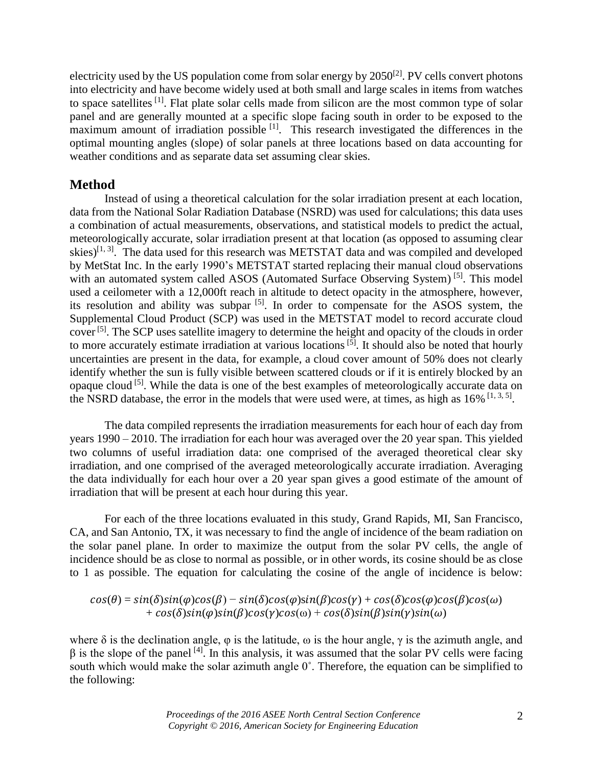electricity used by the US population come from solar energy by 2050[2]. PV cells convert photons into electricity and have become widely used at both small and large scales in items from watches to space satellites [1]. Flat plate solar cells made from silicon are the most common type of solar panel and are generally mounted at a specific slope facing south in order to be exposed to the maximum amount of irradiation possible [1]. This research investigated the differences in the optimal mounting angles (slope) of solar panels at three locations based on data accounting for weather conditions and as separate data set assuming clear skies.

## Method

Instead of using a theoretical calculation for the solar irradiation present at each location, data from the National Solar Radiation Database (NSRD) was used for calculations; this data uses a combination of actual measurements, observations, and statistical models to predict the actual, meteorologically accurate, solar irradiation present at that location (as opposed to assuming clear skies)[1, 3]. The data used for this research was METSTAT data and was compiled and developed by MetStat Inc. In the early 1990's METSTAT started replacing their manual cloud observations with an automated system called ASOS (Automated Surface Observing System) [5]. This model used a ceilometer with a 12,000ft reach in altitude to detect opacity in the atmosphere, however, its resolution and ability was subpar [5]. In order to compensate for the ASOS system, the Supplemental Cloud Product (SCP) was used in the METSTAT model to record accurate cloud cover [5]. The SCP uses satellite imagery to determine the height and opacity of the clouds in order to more accurately estimate irradiation at various locations [5]. It should also be noted that hourly uncertainties are present in the data, for example, a cloud cover amount of 50% does not clearly identify whether the sun is fully visible between scattered clouds or if it is entirely blocked by an opaque cloud [5]. While the data is one of the best examples of meteorologically accurate data on the NSRD database, the error in the models that were used were, at times, as high as 16% [1, 3, 5].

The data compiled represents the irradiation measurements for each hour of each day from years 1990 – 2010. The irradiation for each hour was averaged over the 20 year span. This yielded two columns of useful irradiation data: one comprised of the averaged theoretical clear sky irradiation, and one comprised of the averaged meteorologically accurate irradiation. Averaging the data individually for each hour over a 20 year span gives a good estimate of the amount of irradiation that will be present at each hour during this year.

For each of the three locations evaluated in this study, Grand Rapids, MI, San Francisco, CA, and San Antonio, TX, it was necessary to find the angle of incidence of the beam radiation on the solar panel plane. In order to maximize the output from the solar PV cells, the angle of incidence should be as close to normal as possible, or in other words, its cosine should be as close to 1 as possible. The equation for calculating the cosine of the angle of incidence is below:

$$\cos(\theta) = \sin(\delta)\sin(\varphi)\cos(\beta) - \sin(\delta)\cos(\varphi)\sin(\beta)\cos(\gamma) + \cos(\delta)\cos(\varphi)\cos(\beta)\cos(\omega) + \cos(\delta)\sin(\varphi)\sin(\beta)\cos(\gamma)\cos(\omega) + \cos(\delta)\sin(\beta)\sin(\gamma)\sin(\omega)$$

where $\delta$ is the declination angle, $\varphi$ is the latitude, $\omega$ is the hour angle, $\gamma$ is the azimuth angle, and $\beta$ is the slope of the panel [4]. In this analysis, it was assumed that the solar PV cells were facing south which would make the solar azimuth angle 0˚. Therefore, the equation can be simplified to the following: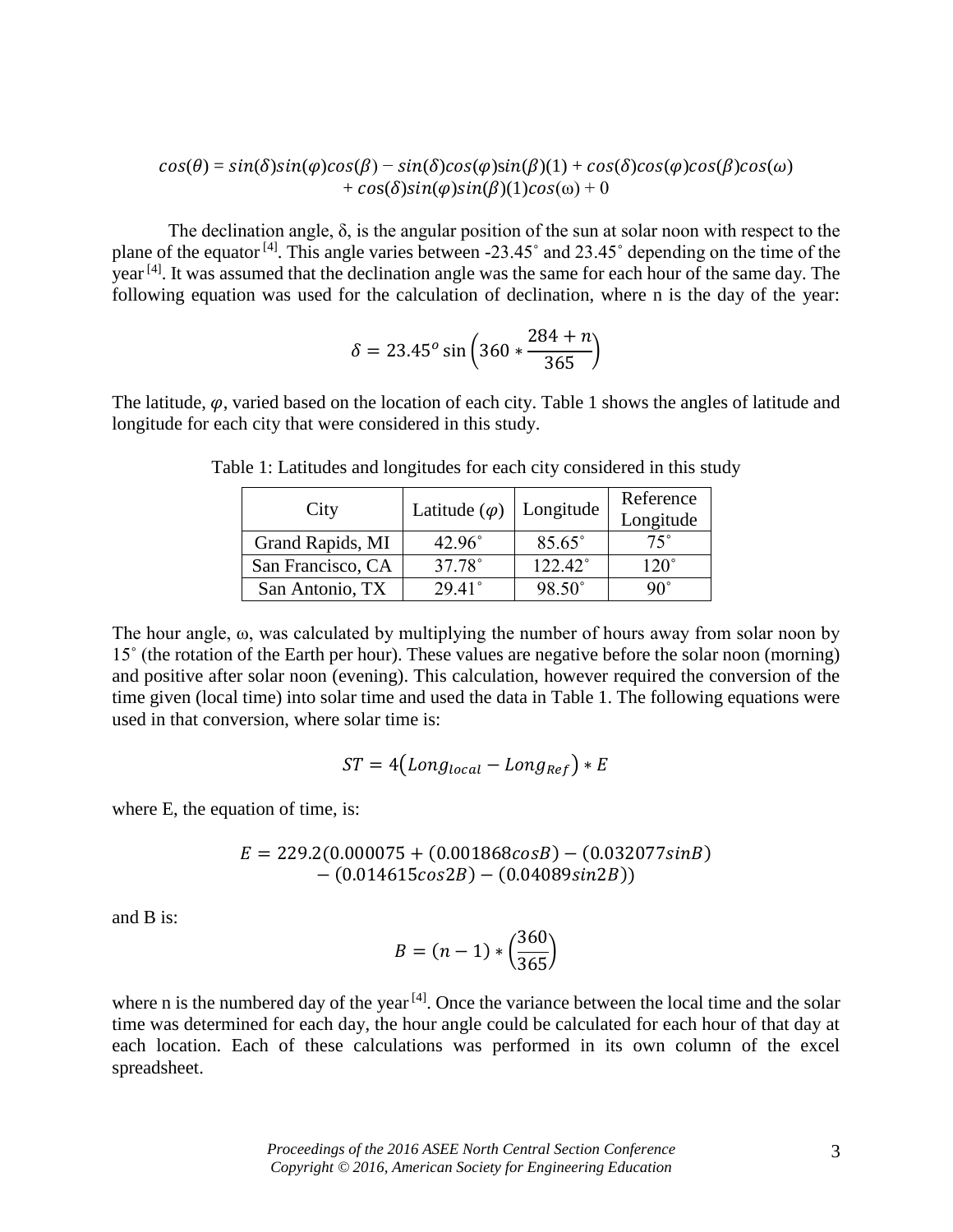$$cos(\theta) = sin(\delta)sin(\varphi)cos(\beta) - sin(\delta)cos(\varphi)sin(\beta)(1) + cos(\delta)cos(\varphi)cos(\beta)cos(\omega) + cos(\delta)sin(\varphi)sin(\beta)(1)cos(\omega) + 0$$

The declination angle, δ, is the angular position of the sun at solar noon with respect to the plane of the equator [4]. This angle varies between -23.45˚ and 23.45˚ depending on the time of the year [4]. It was assumed that the declination angle was the same for each hour of the same day. The following equation was used for the calculation of declination, where n is the day of the year:

$$\delta = 23.45^o \sin\left(360 * \frac{284 + n}{365}\right)$$

The latitude, $\varphi$, varied based on the location of each city. Table 1 shows the angles of latitude and longitude for each city that were considered in this study.

Table 1: Latitudes and longitudes for each city considered in this study

| City | Latitude ($\varphi$) | Longitude | Reference Longitude |
|---|---|---|---|
| Grand Rapids, MI | 42.96˚ | 85.65˚ | 75˚ |
| San Francisco, CA | 37.78˚ | 122.42˚ | 120˚ |
| San Antonio, TX | 29.41˚ | 98.50˚ | 90˚ |

The hour angle, ω, was calculated by multiplying the number of hours away from solar noon by 15˚ (the rotation of the Earth per hour). These values are negative before the solar noon (morning) and positive after solar noon (evening). This calculation, however required the conversion of the time given (local time) into solar time and used the data in Table 1. The following equations were used in that conversion, where solar time is:

$$ST = 4(Long_{local} - Long_{Ref}) * E$$

where E, the equation of time, is:

$$E = 229.2(0.000075 + (0.001868cosB) - (0.032077sinB) - (0.014615cos2B) - (0.04089sin2B))$$

and B is:

$$B = (n - 1) * \left(\frac{360}{365}\right)$$

where n is the numbered day of the year [4]. Once the variance between the local time and the solar time was determined for each day, the hour angle could be calculated for each hour of that day at each location. Each of these calculations was performed in its own column of the excel spreadsheet.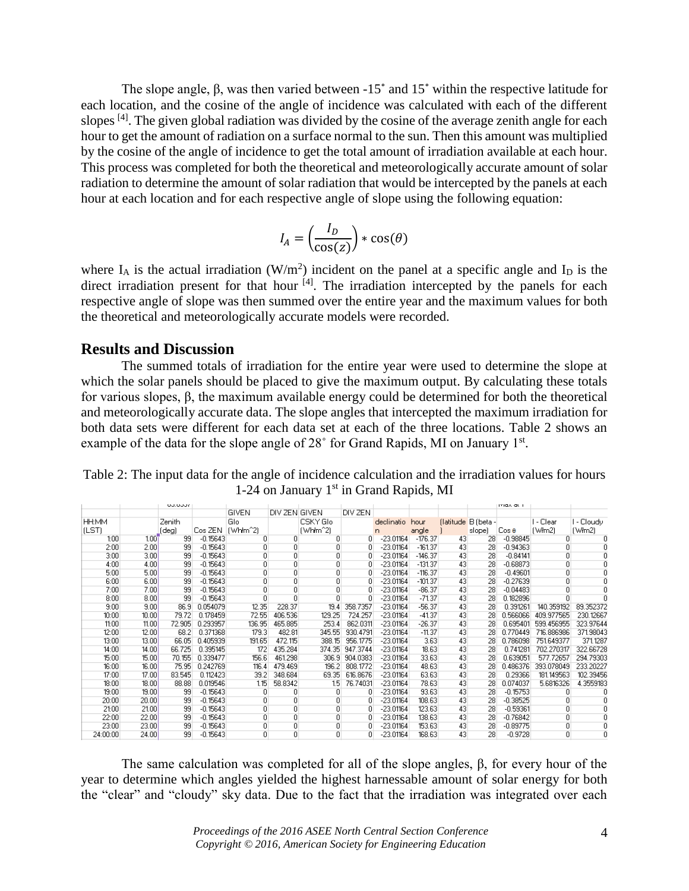The slope angle, β, was then varied between -15˚ and 15˚ within the respective latitude for each location, and the cosine of the angle of incidence was calculated with each of the different slopes [4]. The given global radiation was divided by the cosine of the average zenith angle for each hour to get the amount of radiation on a surface normal to the sun. Then this amount was multiplied by the cosine of the angle of incidence to get the total amount of irradiation available at each hour. This process was completed for both the theoretical and meteorologically accurate amount of solar radiation to determine the amount of solar radiation that would be intercepted by the panels at each hour at each location and for each respective angle of slope using the following equation:

$$I_A = \left(\frac{I_D}{\cos(z)}\right) * \cos(\theta)$$

where $I_A$ is the actual irradiation (W/m$^2$) incident on the panel at a specific angle and $I_D$ is the direct irradiation present for that hour [4]. The irradiation intercepted by the panels for each respective angle of slope was then summed over the entire year and the maximum values for both the theoretical and meteorologically accurate models were recorded.

## Results and Discussion

The summed totals of irradiation for the entire year were used to determine the slope at which the solar panels should be placed to give the maximum output. By calculating these totals for various slopes, β, the maximum available energy could be determined for both the theoretical and meteorologically accurate data. The slope angles that intercepted the maximum irradiation for both data sets were different for each data set at each of the three locations. Table 2 shows an example of the data for the slope angle of 28˚ for Grand Rapids, MI on January 1st.

Table 2: The input data for the angle of incidence calculation and the irradiation values for hours 1-24 on January 1st in Grand Rapids, MI

| HH:MM (LST) | | Zenith (deg) | Cos ZEN | GIVEN Glo (Wh/m^2) | DIV ZEN | GIVEN CSKY Glo (Wh/m^2) | DIV ZEN | declination | hour angle | (latitude) | B (beta - slope) | Cos θ | I - Clear (W/m2) | I - Cloudy (W/m2) |
|---|---|---|---|---|---|---|---|---|---|---|---|---|---|---|
| 1:00 | 1.00 | 99 | -0.15643 | 0 | 0 | 0 | 0 | -23.01164 | -176.37 | 43 | 28 | -0.98845 | 0 | 0 |
| 2:00 | 2.00 | 99 | -0.15643 | 0 | 0 | 0 | 0 | -23.01164 | -161.37 | 43 | 28 | -0.94363 | 0 | 0 |
| 3:00 | 3.00 | 99 | -0.15643 | 0 | 0 | 0 | 0 | -23.01164 | -146.37 | 43 | 28 | -0.84141 | 0 | 0 |
| 4:00 | 4.00 | 99 | -0.15643 | 0 | 0 | 0 | 0 | -23.01164 | -131.37 | 43 | 28 | -0.68873 | 0 | 0 |
| 5:00 | 5.00 | 99 | -0.15643 | 0 | 0 | 0 | 0 | -23.01164 | -116.37 | 43 | 28 | -0.49601 | 0 | 0 |
| 6:00 | 6.00 | 99 | -0.15643 | 0 | 0 | 0 | 0 | -23.01164 | -101.37 | 43 | 28 | -0.27639 | 0 | 0 |
| 7:00 | 7.00 | 99 | -0.15643 | 0 | 0 | 0 | 0 | -23.01164 | -86.37 | 43 | 28 | -0.04483 | 0 | 0 |
| 8:00 | 8.00 | 99 | -0.15643 | 0 | 0 | 0 | 0 | -23.01164 | -71.37 | 43 | 28 | 0.182896 | 0 | 0 |
| 9:00 | 9.00 | 86.9 | 0.054079 | 12.35 | 228.37 | 19.4 | 358.7357 | -23.01164 | -56.37 | 43 | 28 | 0.391261 | 140.359192 | 89.352372 |
| 10:00 | 10.00 | 79.72 | 0.178459 | 72.55 | 406.536 | 129.25 | 724.257 | -23.01164 | -41.37 | 43 | 28 | 0.566066 | 409.977565 | 230.12667 |
| 11:00 | 11.00 | 72.905 | 0.293957 | 136.95 | 465.885 | 253.4 | 862.0311 | -23.01164 | -26.37 | 43 | 28 | 0.695401 | 599.456955 | 323.97644 |
| 12:00 | 12.00 | 68.2 | 0.371368 | 179.3 | 482.81 | 345.55 | 930.4791 | -23.01164 | -11.37 | 43 | 28 | 0.770449 | 716.886986 | 371.98043 |
| 13:00 | 13.00 | 66.05 | 0.405939 | 191.65 | 472.115 | 388.15 | 956.1775 | -23.01164 | 3.63 | 43 | 28 | 0.786098 | 751.649377 | 371.1287 |
| 14:00 | 14.00 | 66.725 | 0.395145 | 172 | 435.284 | 374.35 | 947.3744 | -23.01164 | 18.63 | 43 | 28 | 0.741281 | 702.270317 | 322.66728 |
| 15:00 | 15.00 | 70.155 | 0.339477 | 156.6 | 461.298 | 306.9 | 904.0383 | -23.01164 | 33.63 | 43 | 28 | 0.639051 | 577.72657 | 294.79303 |
| 16:00 | 16.00 | 75.95 | 0.242769 | 116.4 | 479.469 | 196.2 | 808.1772 | -23.01164 | 48.63 | 43 | 28 | 0.486376 | 393.078049 | 233.20227 |
| 17:00 | 17.00 | 83.545 | 0.112423 | 39.2 | 348.684 | 69.35 | 616.8676 | -23.01164 | 63.63 | 43 | 28 | 0.29366 | 181.149563 | 102.39456 |
| 18:00 | 18.00 | 88.88 | 0.019546 | 1.15 | 58.8342 | 1.5 | 76.74031 | -23.01164 | 78.63 | 43 | 28 | 0.074037 | 5.6816326 | 4.3559183 |
| 19:00 | 19.00 | 99 | -0.15643 | 0 | 0 | 0 | 0 | -23.01164 | 93.63 | 43 | 28 | -0.15753 | 0 | 0 |
| 20:00 | 20.00 | 99 | -0.15643 | 0 | 0 | 0 | 0 | -23.01164 | 108.63 | 43 | 28 | -0.38525 | 0 | 0 |
| 21:00 | 21.00 | 99 | -0.15643 | 0 | 0 | 0 | 0 | -23.01164 | 123.63 | 43 | 28 | -0.59361 | 0 | 0 |
| 22:00 | 22.00 | 99 | -0.15643 | 0 | 0 | 0 | 0 | -23.01164 | 138.63 | 43 | 28 | -0.76842 | 0 | 0 |
| 23:00 | 23.00 | 99 | -0.15643 | 0 | 0 | 0 | 0 | -23.01164 | 153.63 | 43 | 28 | -0.89775 | 0 | 0 |
| 24:00:00 | 24.00 | 99 | -0.15643 | 0 | 0 | 0 | 0 | -23.01164 | 168.63 | 43 | 28 | -0.9728 | 0 | 0 |

The same calculation was completed for all of the slope angles, β, for every hour of the year to determine which angles yielded the highest harnessable amount of solar energy for both the "clear" and "cloudy" sky data. Due to the fact that the irradiation was integrated over each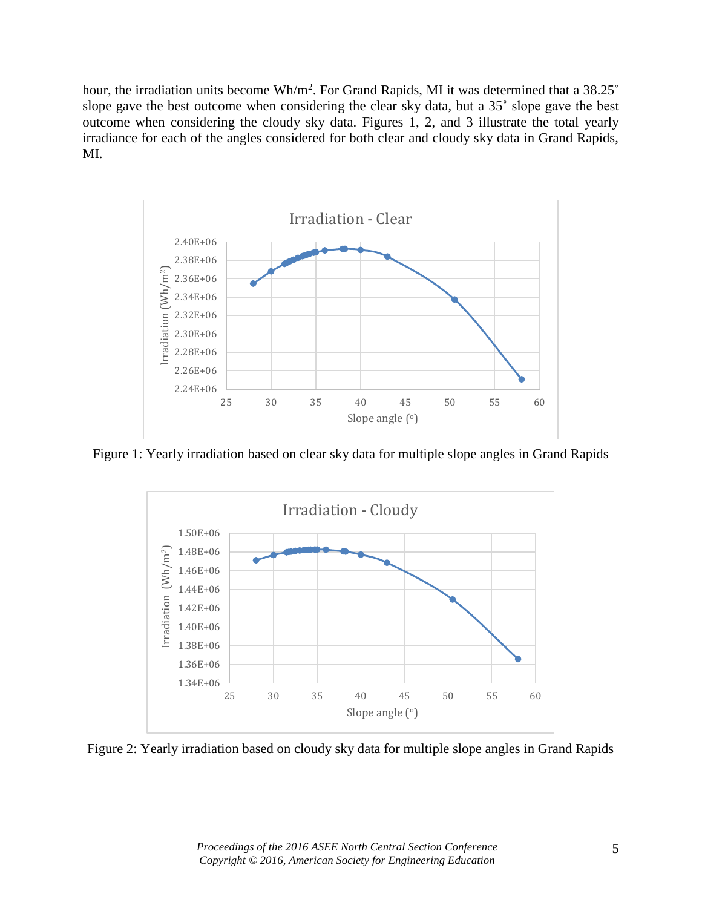hour, the irradiation units become Wh/m$^2$. For Grand Rapids, MI it was determined that a 38.25˚ slope gave the best outcome when considering the clear sky data, but a 35˚ slope gave the best outcome when considering the cloudy sky data. Figures 1, 2, and 3 illustrate the total yearly irradiance for each of the angles considered for both clear and cloudy sky data in Grand Rapids, MI.

Figure 1: Yearly irradiation based on clear sky data for multiple slope angles in Grand Rapids

Figure 2: Yearly irradiation based on cloudy sky data for multiple slope angles in Grand Rapids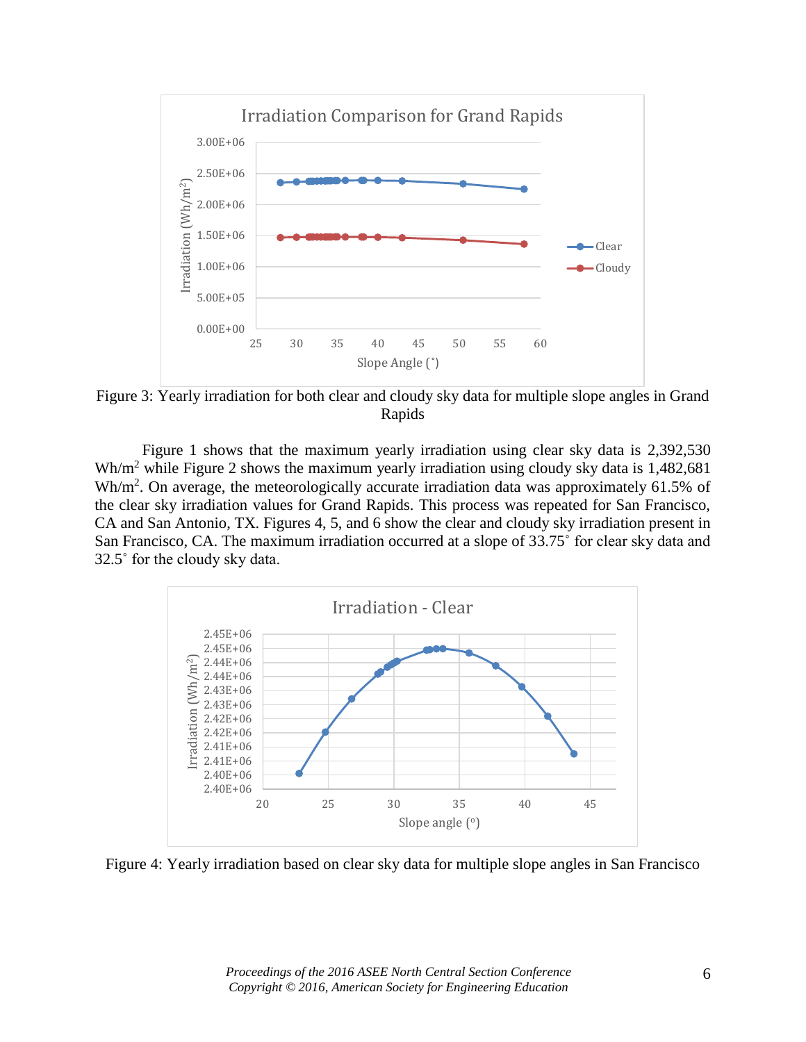Figure 3: Yearly irradiation for both clear and cloudy sky data for multiple slope angles in Grand Rapids

Figure 1 shows that the maximum yearly irradiation using clear sky data is 2,392,530 Wh/m$^2$ while Figure 2 shows the maximum yearly irradiation using cloudy sky data is 1,482,681 Wh/m$^2$. On average, the meteorologically accurate irradiation data was approximately 61.5% of the clear sky irradiation values for Grand Rapids. This process was repeated for San Francisco, CA and San Antonio, TX. Figures 4, 5, and 6 show the clear and cloudy sky irradiation present in San Francisco, CA. The maximum irradiation occurred at a slope of 33.75˚ for clear sky data and 32.5˚ for the cloudy sky data.

Figure 4: Yearly irradiation based on clear sky data for multiple slope angles in San Francisco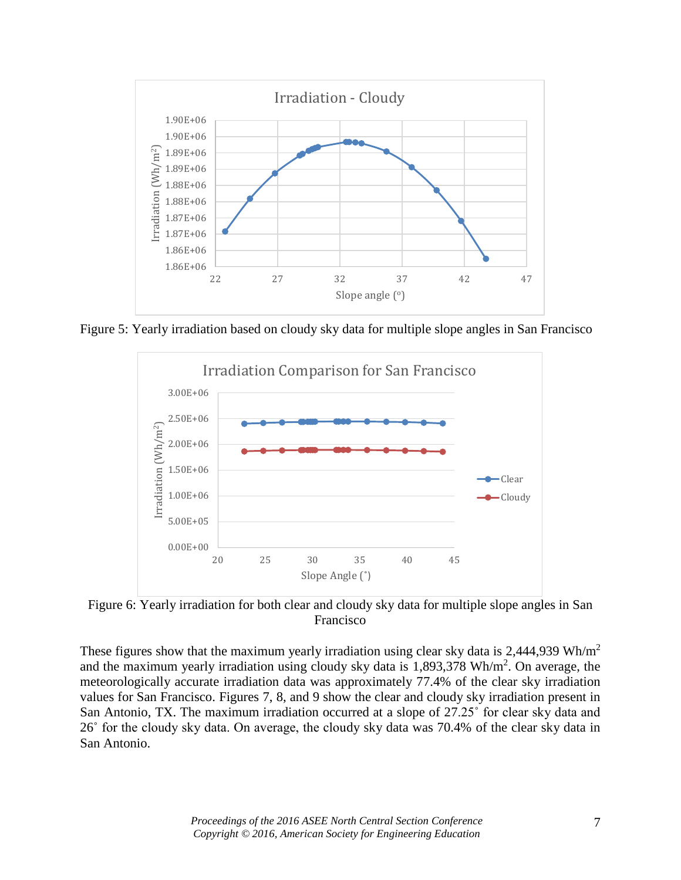Figure 5: Yearly irradiation based on cloudy sky data for multiple slope angles in San Francisco

Figure 6: Yearly irradiation for both clear and cloudy sky data for multiple slope angles in San Francisco

These figures show that the maximum yearly irradiation using clear sky data is 2,444,939 Wh/m$^2$ and the maximum yearly irradiation using cloudy sky data is 1,893,378 Wh/m$^2$. On average, the meteorologically accurate irradiation data was approximately 77.4% of the clear sky irradiation values for San Francisco. Figures 7, 8, and 9 show the clear and cloudy sky irradiation present in San Antonio, TX. The maximum irradiation occurred at a slope of 27.25˚ for clear sky data and 26˚ for the cloudy sky data. On average, the cloudy sky data was 70.4% of the clear sky data in San Antonio.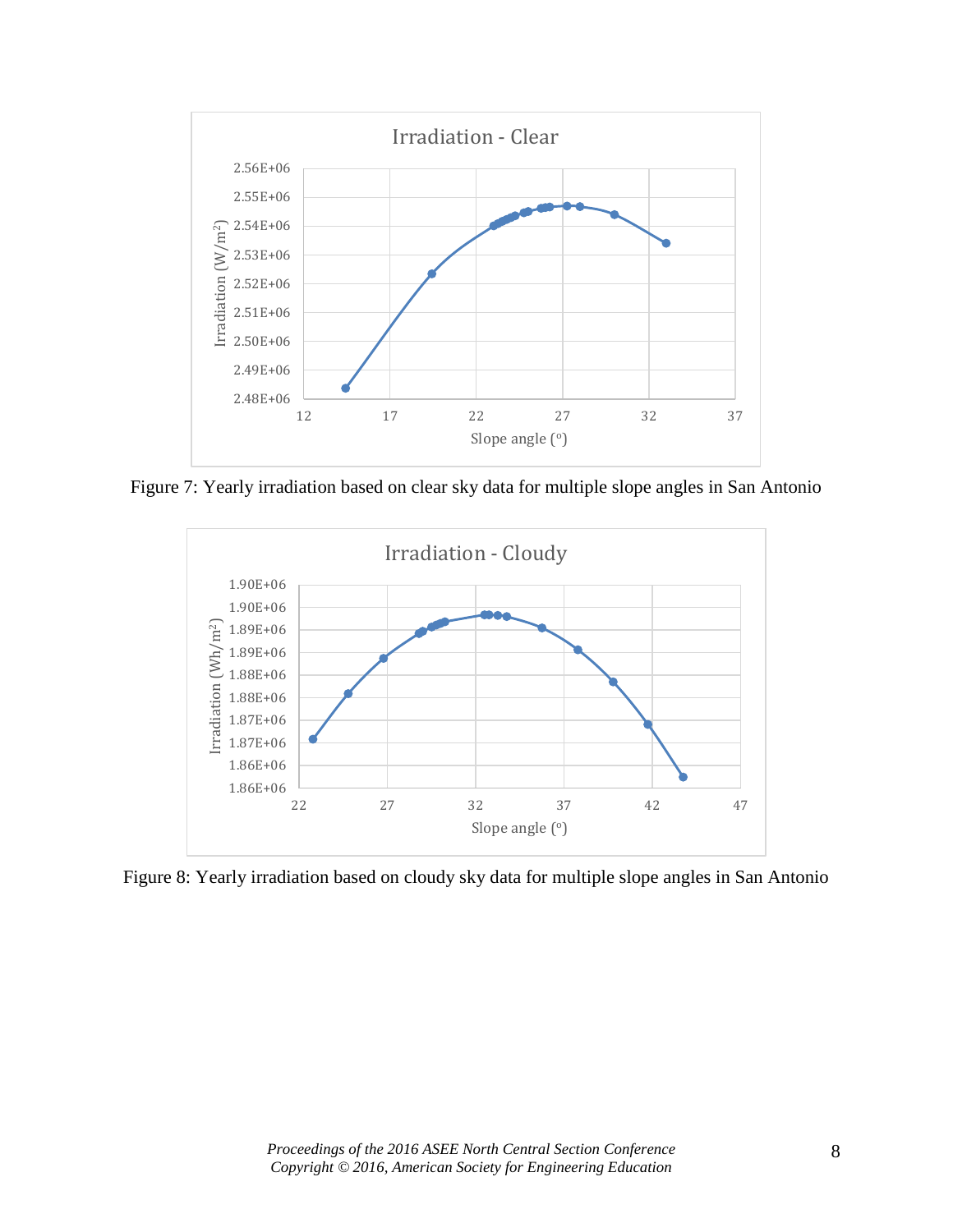Figure 7: Yearly irradiation based on clear sky data for multiple slope angles in San Antonio

Figure 8: Yearly irradiation based on cloudy sky data for multiple slope angles in San Antonio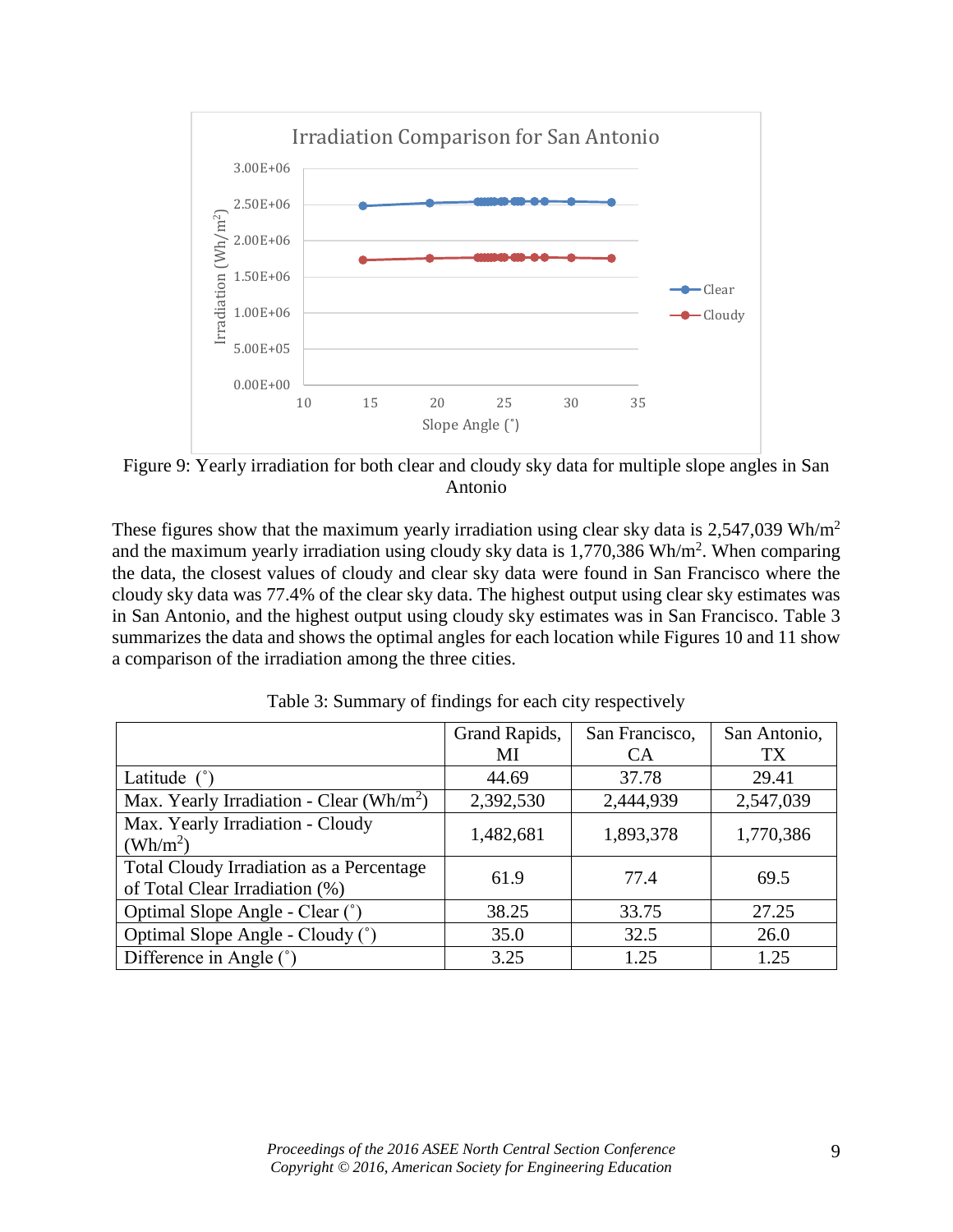Figure 9: Yearly irradiation for both clear and cloudy sky data for multiple slope angles in San Antonio

These figures show that the maximum yearly irradiation using clear sky data is 2,547,039 Wh/m$^2$ and the maximum yearly irradiation using cloudy sky data is 1,770,386 Wh/m$^2$. When comparing the data, the closest values of cloudy and clear sky data were found in San Francisco where the cloudy sky data was 77.4% of the clear sky data. The highest output using clear sky estimates was in San Antonio, and the highest output using cloudy sky estimates was in San Francisco. Table 3 summarizes the data and shows the optimal angles for each location while Figures 10 and 11 show a comparison of the irradiation among the three cities.

Table 3: Summary of findings for each city respectively

| | Grand Rapids, MI | San Francisco, CA | San Antonio, TX |
|---|---|---|---|
| Latitude (˚) | 44.69 | 37.78 | 29.41 |
| Max. Yearly Irradiation - Clear (Wh/m$^2$) | 2,392,530 | 2,444,939 | 2,547,039 |
| Max. Yearly Irradiation - Cloudy (Wh/m$^2$) | 1,482,681 | 1,893,378 | 1,770,386 |
| Total Cloudy Irradiation as a Percentage of Total Clear Irradiation (%) | 61.9 | 77.4 | 69.5 |
| Optimal Slope Angle - Clear (˚) | 38.25 | 33.75 | 27.25 |
| Optimal Slope Angle - Cloudy (˚) | 35.0 | 32.5 | 26.0 |
| Difference in Angle (˚) | 3.25 | 1.25 | 1.25 |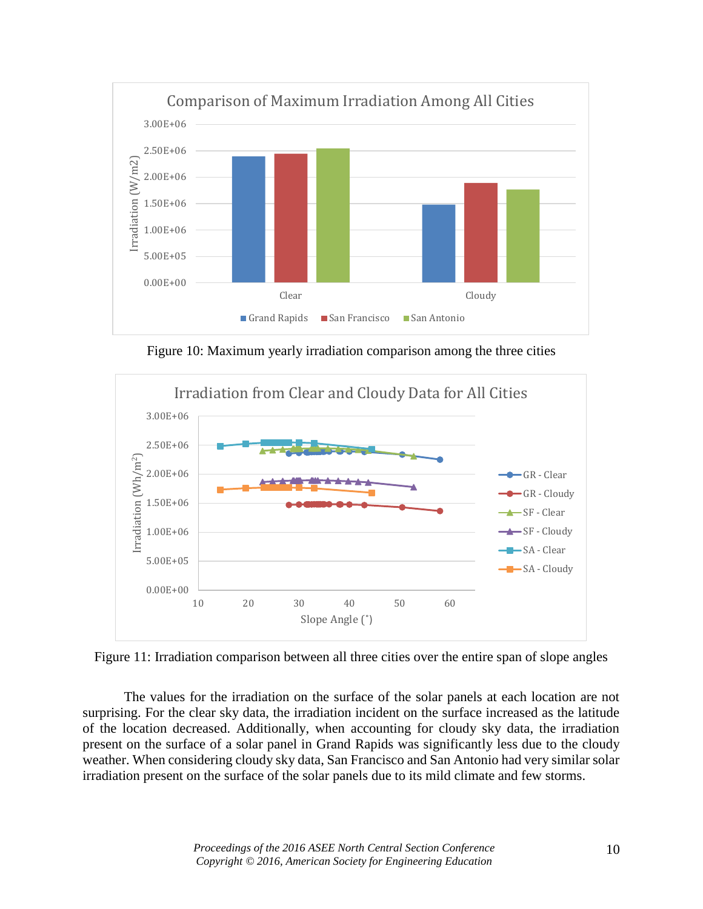Figure 10: Maximum yearly irradiation comparison among the three cities

Figure 11: Irradiation comparison between all three cities over the entire span of slope angles

The values for the irradiation on the surface of the solar panels at each location are not surprising. For the clear sky data, the irradiation incident on the surface increased as the latitude of the location decreased. Additionally, when accounting for cloudy sky data, the irradiation present on the surface of a solar panel in Grand Rapids was significantly less due to the cloudy weather. When considering cloudy sky data, San Francisco and San Antonio had very similar solar irradiation present on the surface of the solar panels due to its mild climate and few storms.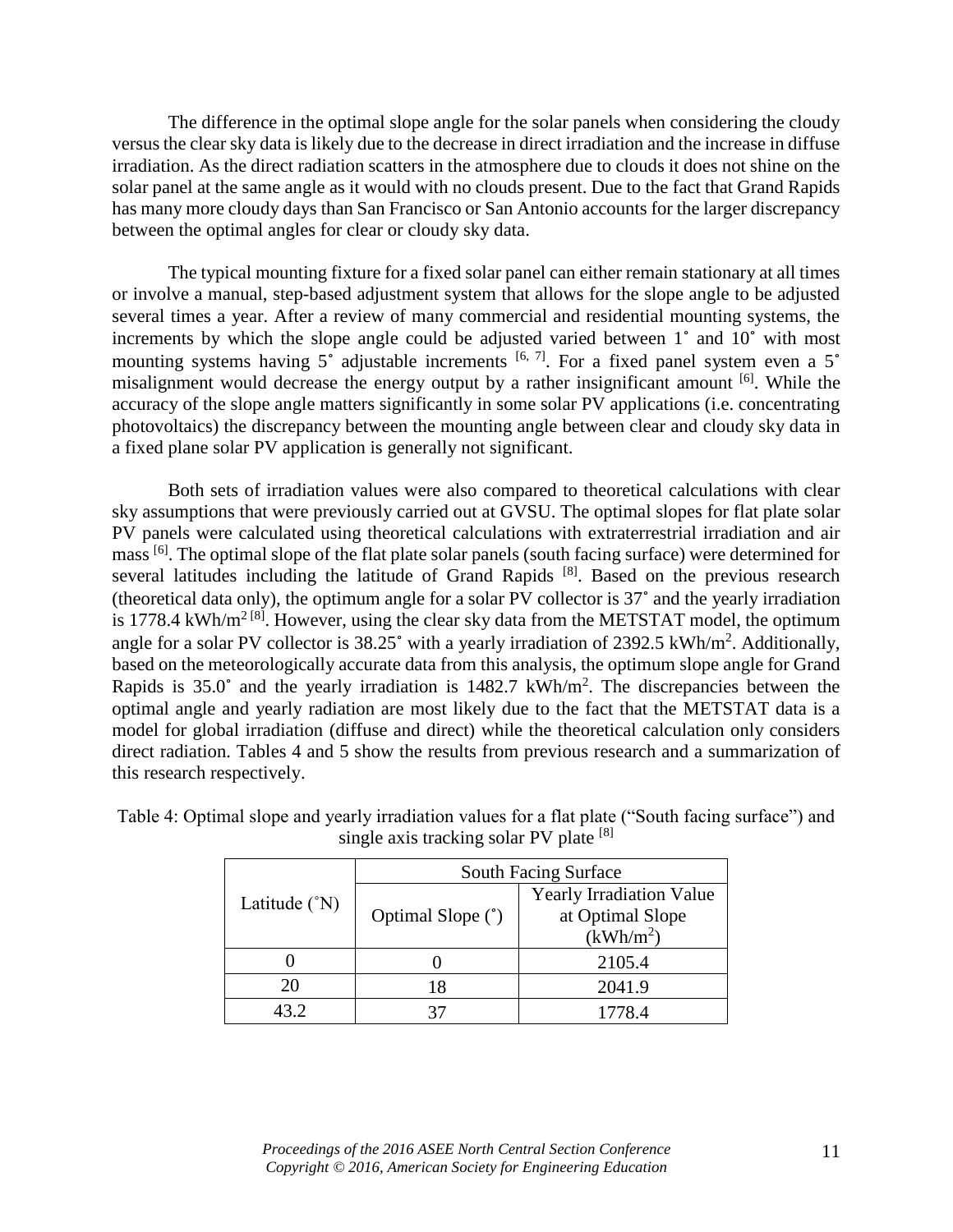The difference in the optimal slope angle for the solar panels when considering the cloudy versus the clear sky data is likely due to the decrease in direct irradiation and the increase in diffuse irradiation. As the direct radiation scatters in the atmosphere due to clouds it does not shine on the solar panel at the same angle as it would with no clouds present. Due to the fact that Grand Rapids has many more cloudy days than San Francisco or San Antonio accounts for the larger discrepancy between the optimal angles for clear or cloudy sky data.

The typical mounting fixture for a fixed solar panel can either remain stationary at all times or involve a manual, step-based adjustment system that allows for the slope angle to be adjusted several times a year. After a review of many commercial and residential mounting systems, the increments by which the slope angle could be adjusted varied between 1˚ and 10˚ with most mounting systems having 5˚ adjustable increments [6, 7]. For a fixed panel system even a 5˚ misalignment would decrease the energy output by a rather insignificant amount [6]. While the accuracy of the slope angle matters significantly in some solar PV applications (i.e. concentrating photovoltaics) the discrepancy between the mounting angle between clear and cloudy sky data in a fixed plane solar PV application is generally not significant.

Both sets of irradiation values were also compared to theoretical calculations with clear sky assumptions that were previously carried out at GVSU. The optimal slopes for flat plate solar PV panels were calculated using theoretical calculations with extraterrestrial irradiation and air mass [6]. The optimal slope of the flat plate solar panels (south facing surface) were determined for several latitudes including the latitude of Grand Rapids [8]. Based on the previous research (theoretical data only), the optimum angle for a solar PV collector is 37˚ and the yearly irradiation is 1778.4 kWh/m$^2$ [8]. However, using the clear sky data from the METSTAT model, the optimum angle for a solar PV collector is 38.25˚ with a yearly irradiation of 2392.5 kWh/m$^2$. Additionally, based on the meteorologically accurate data from this analysis, the optimum slope angle for Grand Rapids is 35.0˚ and the yearly irradiation is 1482.7 kWh/m$^2$. The discrepancies between the optimal angle and yearly radiation are most likely due to the fact that the METSTAT data is a model for global irradiation (diffuse and direct) while the theoretical calculation only considers direct radiation. Tables 4 and 5 show the results from previous research and a summarization of this research respectively.

Table 4: Optimal slope and yearly irradiation values for a flat plate ("South facing surface") and single axis tracking solar PV plate [8]

| Latitude (˚N) | South Facing Surface | |
|---|---|---|
| | Optimal Slope (˚) | Yearly Irradiation Value at Optimal Slope (kWh/m$^2$) |
| 0 | 0 | 2105.4 |
| 20 | 18 | 2041.9 |
| 43.2 | 37 | 1778.4 |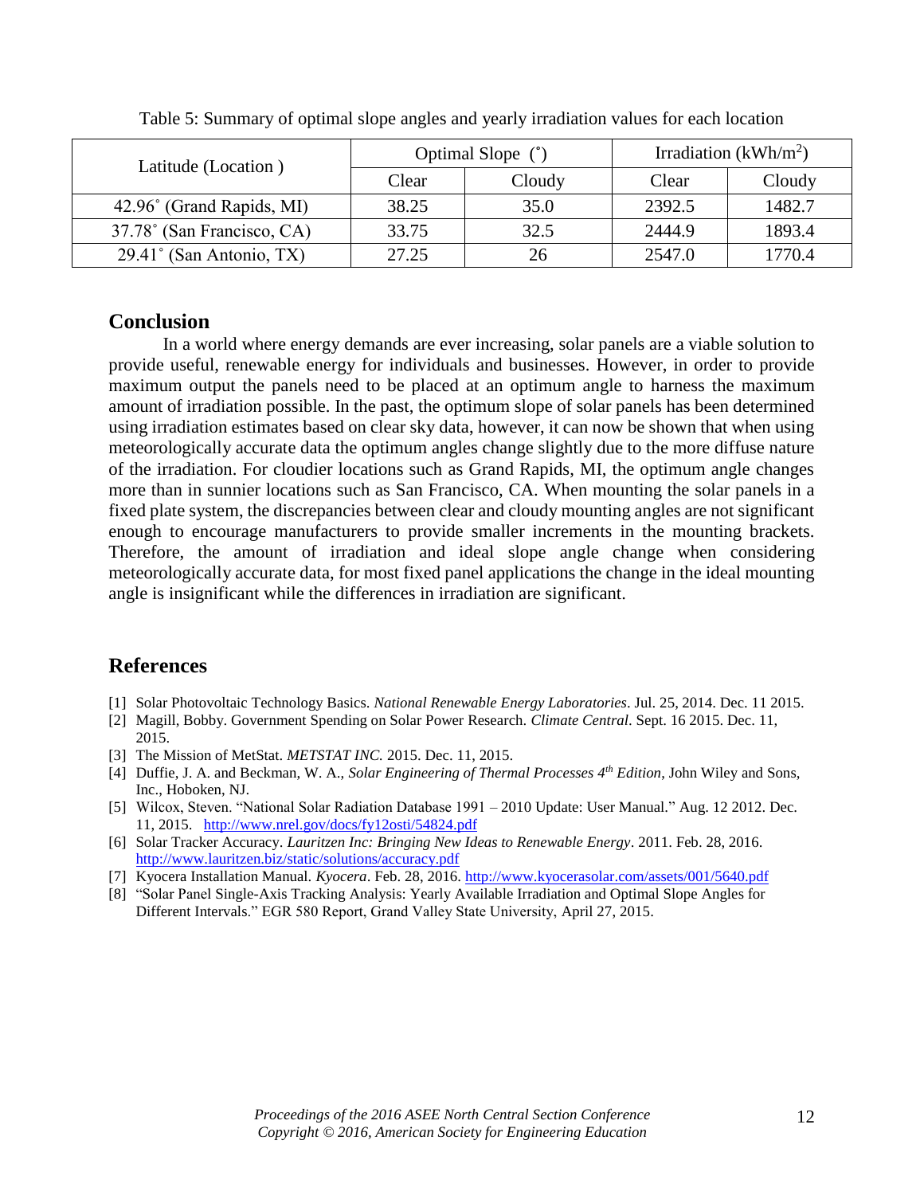Table 5: Summary of optimal slope angles and yearly irradiation values for each location

| Latitude (Location ) | Optimal Slope (˚) | | Irradiation (kWh/m$^2$) | |
|---|---|---|---|---|
| | Clear | Cloudy | Clear | Cloudy |
| 42.96˚ (Grand Rapids, MI) | 38.25 | 35.0 | 2392.5 | 1482.7 |
| 37.78˚ (San Francisco, CA) | 33.75 | 32.5 | 2444.9 | 1893.4 |
| 29.41˚ (San Antonio, TX) | 27.25 | 26 | 2547.0 | 1770.4 |

## Conclusion

In a world where energy demands are ever increasing, solar panels are a viable solution to provide useful, renewable energy for individuals and businesses. However, in order to provide maximum output the panels need to be placed at an optimum angle to harness the maximum amount of irradiation possible. In the past, the optimum slope of solar panels has been determined using irradiation estimates based on clear sky data, however, it can now be shown that when using meteorologically accurate data the optimum angles change slightly due to the more diffuse nature of the irradiation. For cloudier locations such as Grand Rapids, MI, the optimum angle changes more than in sunnier locations such as San Francisco, CA. When mounting the solar panels in a fixed plate system, the discrepancies between clear and cloudy mounting angles are not significant enough to encourage manufacturers to provide smaller increments in the mounting brackets. Therefore, the amount of irradiation and ideal slope angle change when considering meteorologically accurate data, for most fixed panel applications the change in the ideal mounting angle is insignificant while the differences in irradiation are significant.

## References

[1] Solar Photovoltaic Technology Basics. *National Renewable Energy Laboratories*. Jul. 25, 2014. Dec. 11 2015.

[2] Magill, Bobby. Government Spending on Solar Power Research. *Climate Central*. Sept. 16 2015. Dec. 11, 2015.

[3] The Mission of MetStat. *METSTAT INC.* 2015. Dec. 11, 2015.

[4] Duffie, J. A. and Beckman, W. A., *Solar Engineering of Thermal Processes 4th Edition*, John Wiley and Sons, Inc., Hoboken, NJ.

[5] Wilcox, Steven. "National Solar Radiation Database 1991 – 2010 Update: User Manual." Aug. 12 2012. Dec. 11, 2015. http://www.nrel.gov/docs/fy12osti/54824.pdf

[6] Solar Tracker Accuracy. *Lauritzen Inc: Bringing New Ideas to Renewable Energy*. 2011. Feb. 28, 2016. http://www.lauritzen.biz/static/solutions/accuracy.pdf

[7] Kyocera Installation Manual. *Kyocera*. Feb. 28, 2016. http://www.kyocerasolar.com/assets/001/5640.pdf

[8] "Solar Panel Single-Axis Tracking Analysis: Yearly Available Irradiation and Optimal Slope Angles for Different Intervals." EGR 580 Report, Grand Valley State University, April 27, 2015.